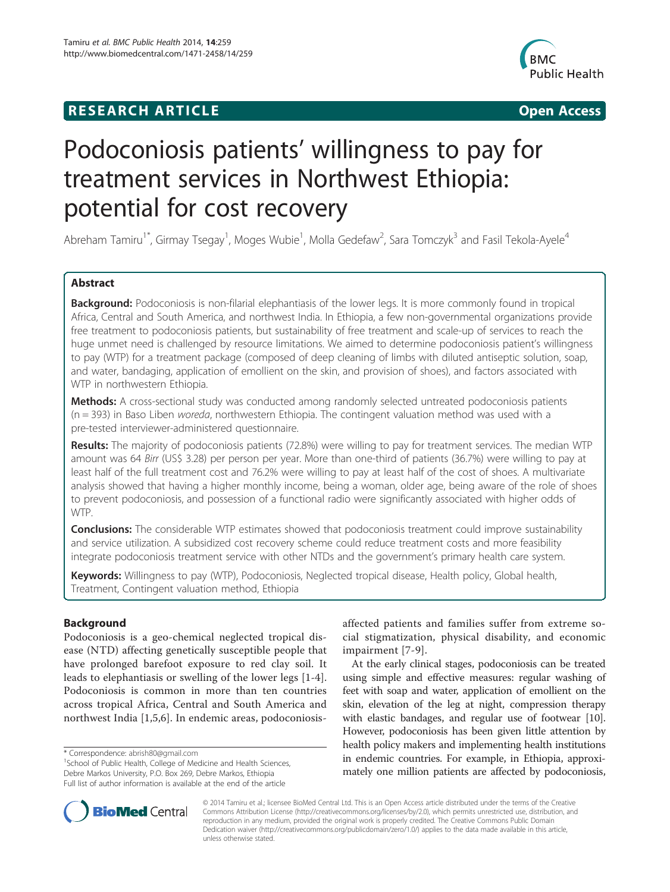**RESEARCH ARTICLE** **Open Access**

# Podoconiosis patients' willingness to pay for treatment services in Northwest Ethiopia: potential for cost recovery

Abreham Tamiru[1*], Girmay Tsegay[1], Moges Wubie[1], Molla Gedefaw[2], Sara Tomczyk[3] and Fasil Tekola-Ayele[4]

## Abstract

**Background:** Podoconiosis is non-filarial elephantiasis of the lower legs. It is more commonly found in tropical Africa, Central and South America, and northwest India. In Ethiopia, a few non-governmental organizations provide free treatment to podoconiosis patients, but sustainability of free treatment and scale-up of services to reach the huge unmet need is challenged by resource limitations. We aimed to determine podoconiosis patient's willingness to pay (WTP) for a treatment package (composed of deep cleaning of limbs with diluted antiseptic solution, soap, and water, bandaging, application of emollient on the skin, and provision of shoes), and factors associated with WTP in northwestern Ethiopia.

**Methods:** A cross-sectional study was conducted among randomly selected untreated podoconiosis patients (n = 393) in Baso Liben *woreda*, northwestern Ethiopia. The contingent valuation method was used with a pre-tested interviewer-administered questionnaire.

**Results:** The majority of podoconiosis patients (72.8%) were willing to pay for treatment services. The median WTP amount was 64 *Birr* (US$ 3.28) per person per year. More than one-third of patients (36.7%) were willing to pay at least half of the full treatment cost and 76.2% were willing to pay at least half of the cost of shoes. A multivariate analysis showed that having a higher monthly income, being a woman, older age, being aware of the role of shoes to prevent podoconiosis, and possession of a functional radio were significantly associated with higher odds of WTP.

**Conclusions:** The considerable WTP estimates showed that podoconiosis treatment could improve sustainability and service utilization. A subsidized cost recovery scheme could reduce treatment costs and more feasibility integrate podoconiosis treatment service with other NTDs and the government's primary health care system.

**Keywords:** Willingness to pay (WTP), Podoconiosis, Neglected tropical disease, Health policy, Global health, Treatment, Contingent valuation method, Ethiopia

## Background

Podoconiosis is a geo-chemical neglected tropical disease (NTD) affecting genetically susceptible people that have prolonged barefoot exposure to red clay soil. It leads to elephantiasis or swelling of the lower legs [1-4]. Podoconiosis is common in more than ten countries across tropical Africa, Central and South America and northwest India [1,5,6]. In endemic areas, podoconiosis-affected patients and families suffer from extreme social stigmatization, physical disability, and economic impairment [7-9].

At the early clinical stages, podoconiosis can be treated using simple and effective measures: regular washing of feet with soap and water, application of emollient on the skin, elevation of the leg at night, compression therapy with elastic bandages, and regular use of footwear [10]. However, podoconiosis has been given little attention by health policy makers and implementing health institutions in endemic countries. For example, in Ethiopia, approximately one million patients are affected by podoconiosis,

\* Correspondence: abrish80@gmail.com
[1]School of Public Health, College of Medicine and Health Sciences, Debre Markos University, P.O. Box 269, Debre Markos, Ethiopia
Full list of author information is available at the end of the article

© 2014 Tamiru et al.; licensee BioMed Central Ltd. This is an Open Access article distributed under the terms of the Creative Commons Attribution License (http://creativecommons.org/licenses/by/2.0), which permits unrestricted use, distribution, and reproduction in any medium, provided the original work is properly credited. The Creative Commons Public Domain Dedication waiver (http://creativecommons.org/publicdomain/zero/1.0/) applies to the data made available in this article, unless otherwise stated.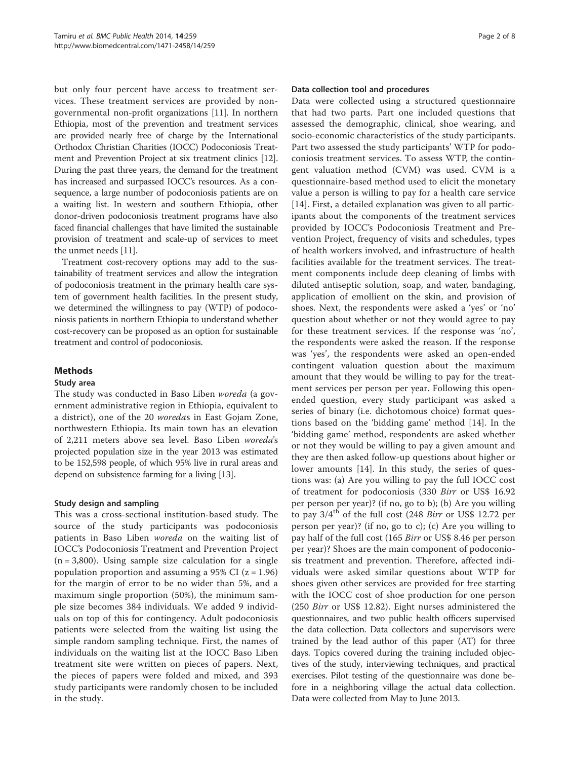but only four percent have access to treatment services. These treatment services are provided by non-governmental non-profit organizations [11]. In northern Ethiopia, most of the prevention and treatment services are provided nearly free of charge by the International Orthodox Christian Charities (IOCC) Podoconiosis Treatment and Prevention Project at six treatment clinics [12]. During the past three years, the demand for the treatment has increased and surpassed IOCC's resources. As a consequence, a large number of podoconiosis patients are on a waiting list. In western and southern Ethiopia, other donor-driven podoconiosis treatment programs have also faced financial challenges that have limited the sustainable provision of treatment and scale-up of services to meet the unmet needs [11].

Treatment cost-recovery options may add to the sustainability of treatment services and allow the integration of podoconiosis treatment in the primary health care system of government health facilities. In the present study, we determined the willingness to pay (WTP) of podoconiosis patients in northern Ethiopia to understand whether cost-recovery can be proposed as an option for sustainable treatment and control of podoconiosis.

## Methods

### Study area

The study was conducted in Baso Liben *woreda* (a government administrative region in Ethiopia, equivalent to a district), one of the 20 *woreda*s in East Gojam Zone, northwestern Ethiopia. Its main town has an elevation of 2,211 meters above sea level. Baso Liben *woreda*'s projected population size in the year 2013 was estimated to be 152,598 people, of which 95% live in rural areas and depend on subsistence farming for a living [13].

### Study design and sampling

This was a cross-sectional institution-based study. The source of the study participants was podoconiosis patients in Baso Liben *woreda* on the waiting list of IOCC's Podoconiosis Treatment and Prevention Project (n = 3,800). Using sample size calculation for a single population proportion and assuming a 95% CI (z = 1.96) for the margin of error to be no wider than 5%, and a maximum single proportion (50%), the minimum sample size becomes 384 individuals. We added 9 individuals on top of this for contingency. Adult podoconiosis patients were selected from the waiting list using the simple random sampling technique. First, the names of individuals on the waiting list at the IOCC Baso Liben treatment site were written on pieces of papers. Next, the pieces of papers were folded and mixed, and 393 study participants were randomly chosen to be included in the study.

### Data collection tool and procedures

Data were collected using a structured questionnaire that had two parts. Part one included questions that assessed the demographic, clinical, shoe wearing, and socio-economic characteristics of the study participants. Part two assessed the study participants' WTP for podoconiosis treatment services. To assess WTP, the contingent valuation method (CVM) was used. CVM is a questionnaire-based method used to elicit the monetary value a person is willing to pay for a health care service [14]. First, a detailed explanation was given to all participants about the components of the treatment services provided by IOCC's Podoconiosis Treatment and Prevention Project, frequency of visits and schedules, types of health workers involved, and infrastructure of health facilities available for the treatment services. The treatment components include deep cleaning of limbs with diluted antiseptic solution, soap, and water, bandaging, application of emollient on the skin, and provision of shoes. Next, the respondents were asked a 'yes' or 'no' question about whether or not they would agree to pay for these treatment services. If the response was 'no', the respondents were asked the reason. If the response was 'yes', the respondents were asked an open-ended contingent valuation question about the maximum amount that they would be willing to pay for the treatment services per person per year. Following this open-ended question, every study participant was asked a series of binary (i.e. dichotomous choice) format questions based on the 'bidding game' method [14]. In the 'bidding game' method, respondents are asked whether or not they would be willing to pay a given amount and they are then asked follow-up questions about higher or lower amounts [14]. In this study, the series of questions was: (a) Are you willing to pay the full IOCC cost of treatment for podoconiosis (330 *Birr* or US$ 16.92 per person per year)? (if no, go to b); (b) Are you willing to pay 3/4$^{th}$ of the full cost (248 *Birr* or US$ 12.72 per person per year)? (if no, go to c); (c) Are you willing to pay half of the full cost (165 *Birr* or US$ 8.46 per person per year)? Shoes are the main component of podoconiosis treatment and prevention. Therefore, affected individuals were asked similar questions about WTP for shoes given other services are provided for free starting with the IOCC cost of shoe production for one person (250 *Birr* or US$ 12.82). Eight nurses administered the questionnaires, and two public health officers supervised the data collection. Data collectors and supervisors were trained by the lead author of this paper (AT) for three days. Topics covered during the training included objectives of the study, interviewing techniques, and practical exercises. Pilot testing of the questionnaire was done before in a neighboring village the actual data collection. Data were collected from May to June 2013.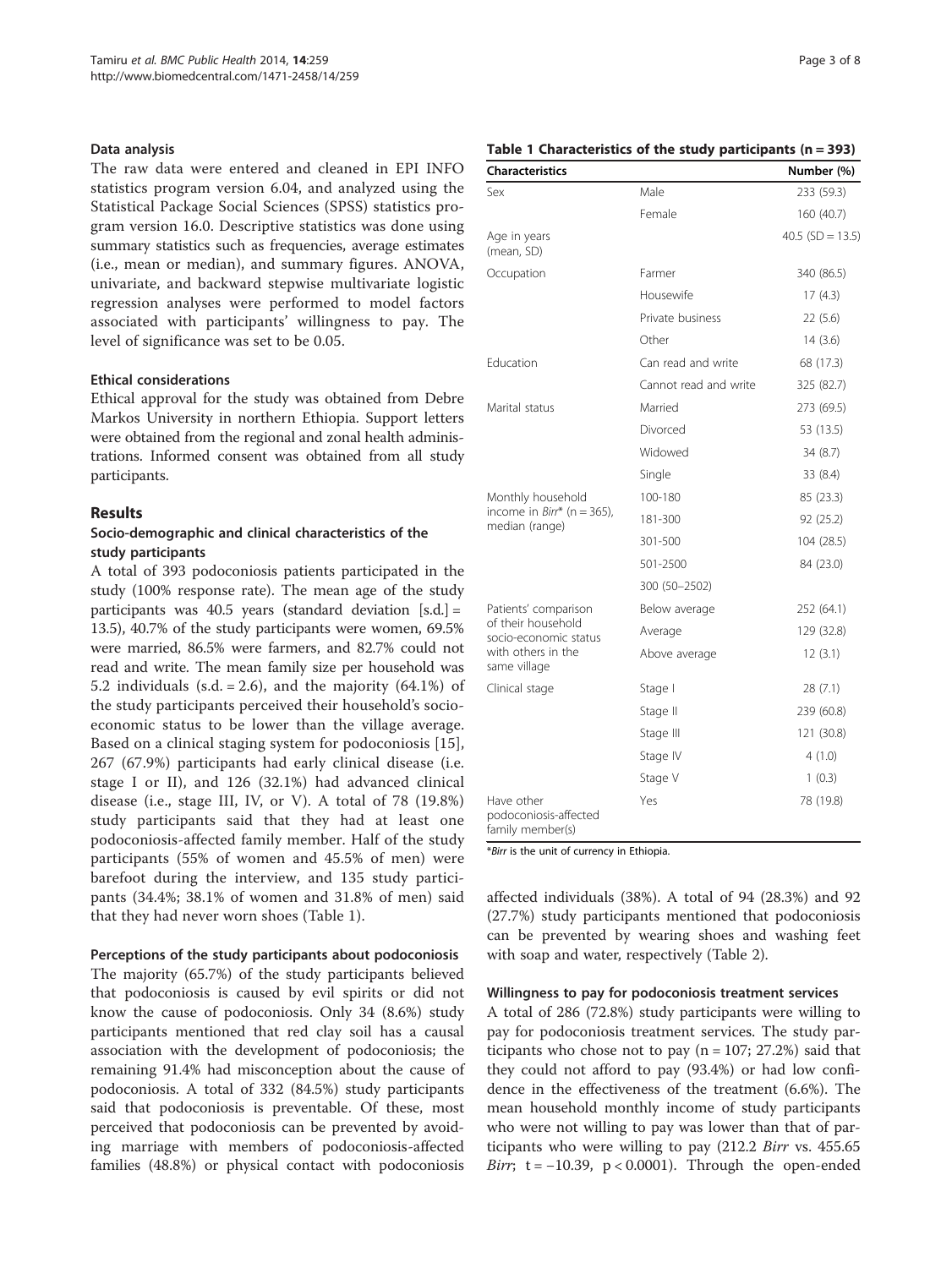#### Data analysis

The raw data were entered and cleaned in EPI INFO statistics program version 6.04, and analyzed using the Statistical Package Social Sciences (SPSS) statistics program version 16.0. Descriptive statistics was done using summary statistics such as frequencies, average estimates (i.e., mean or median), and summary figures. ANOVA, univariate, and backward stepwise multivariate logistic regression analyses were performed to model factors associated with participants' willingness to pay. The level of significance was set to be 0.05.

#### Ethical considerations

Ethical approval for the study was obtained from Debre Markos University in northern Ethiopia. Support letters were obtained from the regional and zonal health administrations. Informed consent was obtained from all study participants.

## Results

### Socio-demographic and clinical characteristics of the study participants

A total of 393 podoconiosis patients participated in the study (100% response rate). The mean age of the study participants was 40.5 years (standard deviation [s.d.] = 13.5), 40.7% of the study participants were women, 69.5% were married, 86.5% were farmers, and 82.7% could not read and write. The mean family size per household was 5.2 individuals (s.d. = 2.6), and the majority (64.1%) of the study participants perceived their household's socio-economic status to be lower than the village average. Based on a clinical staging system for podoconiosis [15], 267 (67.9%) participants had early clinical disease (i.e. stage I or II), and 126 (32.1%) had advanced clinical disease (i.e., stage III, IV, or V). A total of 78 (19.8%) study participants said that they had at least one podoconiosis-affected family member. Half of the study participants (55% of women and 45.5% of men) were barefoot during the interview, and 135 study participants (34.4%; 38.1% of women and 31.8% of men) said that they had never worn shoes (Table 1).

**Table 1 Characteristics of the study participants (n = 393)**

| Characteristics | | Number (%) |
|---|---|---|
| Sex | Male | 233 (59.3) |
| | Female | 160 (40.7) |
| Age in years (mean, SD) | | 40.5 (SD = 13.5) |
| Occupation | Farmer | 340 (86.5) |
| | Housewife | 17 (4.3) |
| | Private business | 22 (5.6) |
| | Other | 14 (3.6) |
| Education | Can read and write | 68 (17.3) |
| | Cannot read and write | 325 (82.7) |
| Marital status | Married | 273 (69.5) |
| | Divorced | 53 (13.5) |
| | Widowed | 34 (8.7) |
| | Single | 33 (8.4) |
| Monthly household income in *Birr** (n = 365), median (range) | 100-180 | 85 (23.3) |
| | 181-300 | 92 (25.2) |
| | 301-500 | 104 (28.5) |
| | 501-2500 | 84 (23.0) |
| | 300 (50–2502) | |
| Patients' comparison of their household socio-economic status with others in the same village | Below average | 252 (64.1) |
| | Average | 129 (32.8) |
| | Above average | 12 (3.1) |
| Clinical stage | Stage I | 28 (7.1) |
| | Stage II | 239 (60.8) |
| | Stage III | 121 (30.8) |
| | Stage IV | 4 (1.0) |
| | Stage V | 1 (0.3) |
| Have other podoconiosis-affected family member(s) | Yes | 78 (19.8) |

**Birr* is the unit of currency in Ethiopia.

#### Perceptions of the study participants about podoconiosis

The majority (65.7%) of the study participants believed that podoconiosis is caused by evil spirits or did not know the cause of podoconiosis. Only 34 (8.6%) study participants mentioned that red clay soil has a causal association with the development of podoconiosis; the remaining 91.4% had misconception about the cause of podoconiosis. A total of 332 (84.5%) study participants said that podoconiosis is preventable. Of these, most perceived that podoconiosis can be prevented by avoiding marriage with members of podoconiosis-affected families (48.8%) or physical contact with podoconiosis affected individuals (38%). A total of 94 (28.3%) and 92 (27.7%) study participants mentioned that podoconiosis can be prevented by wearing shoes and washing feet with soap and water, respectively (Table 2).

#### Willingness to pay for podoconiosis treatment services

A total of 286 (72.8%) study participants were willing to pay for podoconiosis treatment services. The study participants who chose not to pay (n = 107; 27.2%) said that they could not afford to pay (93.4%) or had low confidence in the effectiveness of the treatment (6.6%). The mean household monthly income of study participants who were not willing to pay was lower than that of participants who were willing to pay (212.2 *Birr* vs. 455.65 *Birr*; $t = -10.39$, $p < 0.0001$). Through the open-ended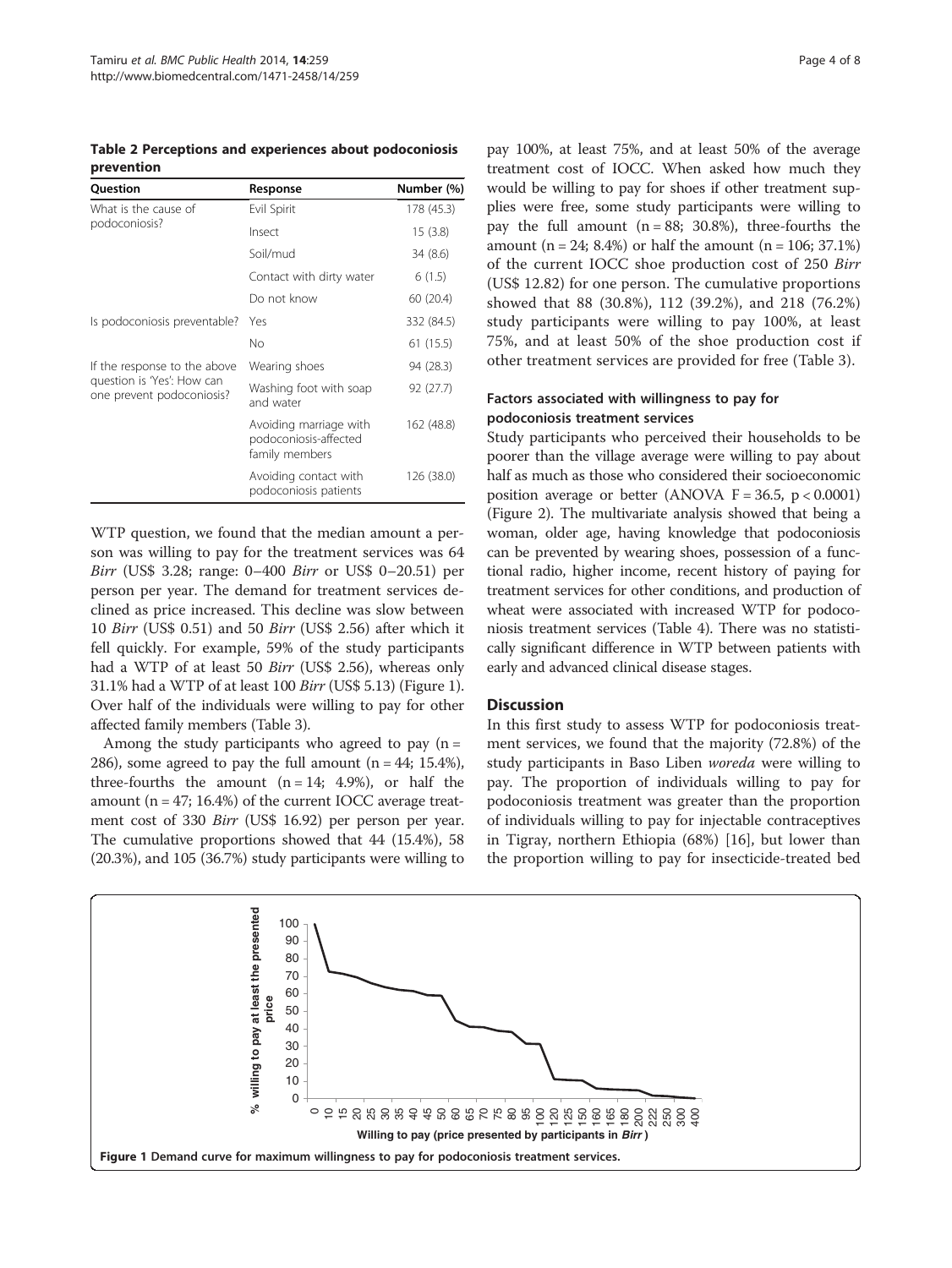**Table 2 Perceptions and experiences about podoconiosis prevention**

| Question | Response | Number (%) |
|---|---|---|
| What is the cause of podoconiosis? | Evil Spirit | 178 (45.3) |
| | Insect | 15 (3.8) |
| | Soil/mud | 34 (8.6) |
| | Contact with dirty water | 6 (1.5) |
| | Do not know | 60 (20.4) |
| Is podoconiosis preventable? | Yes | 332 (84.5) |
| | No | 61 (15.5) |
| If the response to the above question is 'Yes': How can one prevent podoconiosis? | Wearing shoes | 94 (28.3) |
| | Washing foot with soap and water | 92 (27.7) |
| | Avoiding marriage with podoconiosis-affected family members | 162 (48.8) |
| | Avoiding contact with podoconiosis patients | 126 (38.0) |

WTP question, we found that the median amount a person was willing to pay for the treatment services was 64 *Birr* (US$ 3.28; range: 0–400 *Birr* or US$ 0–20.51) per person per year. The demand for treatment services declined as price increased. This decline was slow between 10 *Birr* (US$ 0.51) and 50 *Birr* (US$ 2.56) after which it fell quickly. For example, 59% of the study participants had a WTP of at least 50 *Birr* (US$ 2.56), whereas only 31.1% had a WTP of at least 100 *Birr* (US$ 5.13) (Figure 1). Over half of the individuals were willing to pay for other affected family members (Table 3).

Among the study participants who agreed to pay (n = 286), some agreed to pay the full amount (n = 44; 15.4%), three-fourths the amount (n = 14; 4.9%), or half the amount (n = 47; 16.4%) of the current IOCC average treatment cost of 330 *Birr* (US$ 16.92) per person per year. The cumulative proportions showed that 44 (15.4%), 58 (20.3%), and 105 (36.7%) study participants were willing to pay 100%, at least 75%, and at least 50% of the average treatment cost of IOCC. When asked how much they would be willing to pay for shoes if other treatment supplies were free, some study participants were willing to pay the full amount (n = 88; 30.8%), three-fourths the amount (n = 24; 8.4%) or half the amount (n = 106; 37.1%) of the current IOCC shoe production cost of 250 *Birr* (US$ 12.82) for one person. The cumulative proportions showed that 88 (30.8%), 112 (39.2%), and 218 (76.2%) study participants were willing to pay 100%, at least 75%, and at least 50% of the shoe production cost if other treatment services are provided for free (Table 3).

### Factors associated with willingness to pay for podoconiosis treatment services

Study participants who perceived their households to be poorer than the village average were willing to pay about half as much as those who considered their socioeconomic position average or better (ANOVA $F = 36.5$, $p < 0.0001$) (Figure 2). The multivariate analysis showed that being a woman, older age, having knowledge that podoconiosis can be prevented by wearing shoes, possession of a functional radio, higher income, recent history of paying for treatment services for other conditions, and production of wheat were associated with increased WTP for podoconiosis treatment services (Table 4). There was no statistically significant difference in WTP between patients with early and advanced clinical disease stages.

## Discussion

In this first study to assess WTP for podoconiosis treatment services, we found that the majority (72.8%) of the study participants in Baso Liben *woreda* were willing to pay. The proportion of individuals willing to pay for podoconiosis treatment was greater than the proportion of individuals willing to pay for injectable contraceptives in Tigray, northern Ethiopia (68%) [16], but lower than the proportion willing to pay for insecticide-treated bed

**Figure 1 Demand curve for maximum willingness to pay for podoconiosis treatment services.**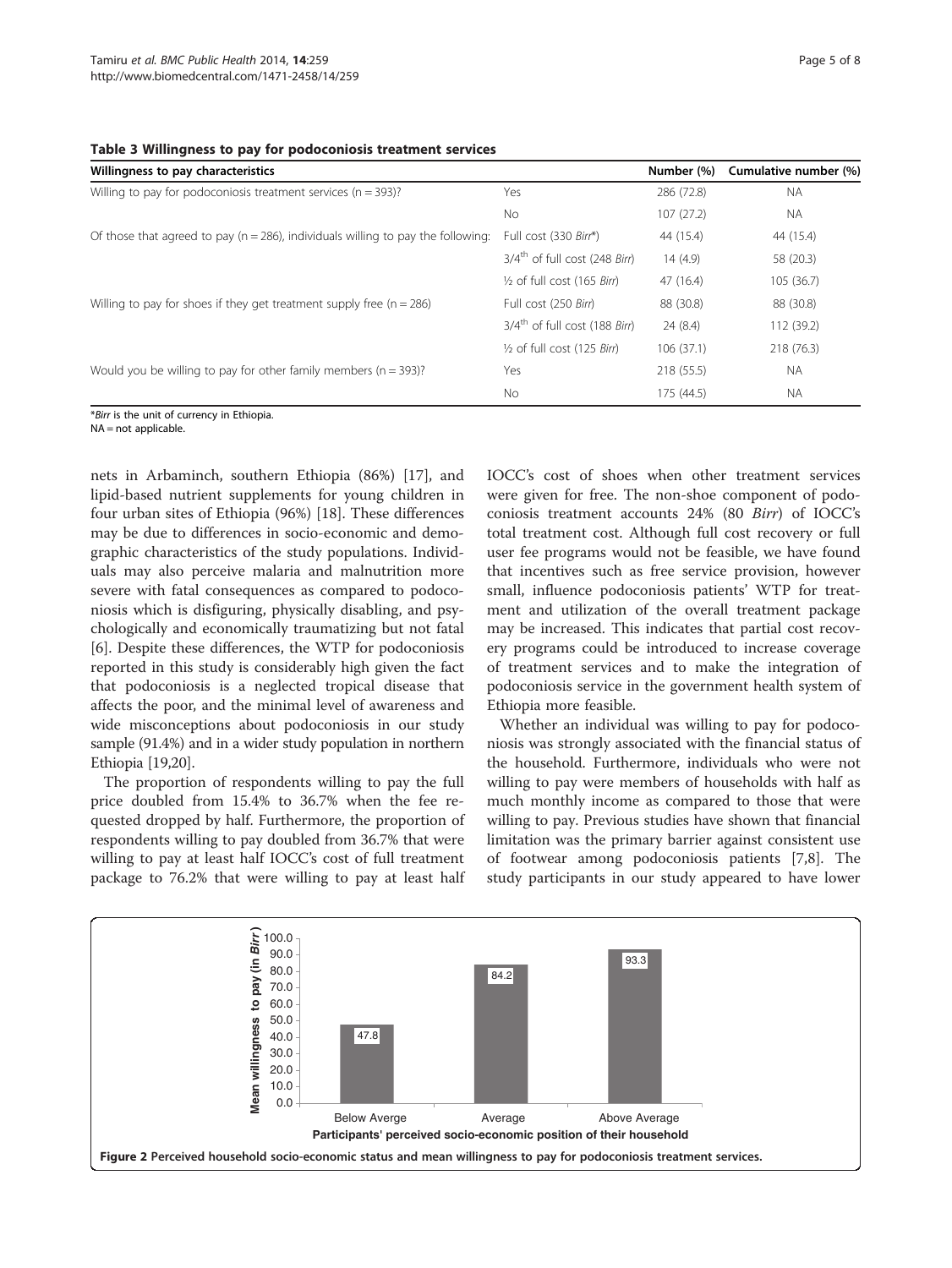**Table 3 Willingness to pay for podoconiosis treatment services**

| Willingness to pay characteristics | | Number (%) | Cumulative number (%) |
|---|---|---|---|
| Willing to pay for podoconiosis treatment services (n = 393)? | Yes | 286 (72.8) | NA |
| | No | 107 (27.2) | NA |
| Of those that agreed to pay (n = 286), individuals willing to pay the following: | Full cost (330 *Birr*\*) | 44 (15.4) | 44 (15.4) |
| | 3/4[th] of full cost (248 *Birr*) | 14 (4.9) | 58 (20.3) |
| | ½ of full cost (165 *Birr*) | 47 (16.4) | 105 (36.7) |
| Willing to pay for shoes if they get treatment supply free (n = 286) | Full cost (250 *Birr*) | 88 (30.8) | 88 (30.8) |
| | 3/4[th] of full cost (188 *Birr*) | 24 (8.4) | 112 (39.2) |
| | ½ of full cost (125 *Birr*) | 106 (37.1) | 218 (76.3) |
| Would you be willing to pay for other family members (n = 393)? | Yes | 218 (55.5) | NA |
| | No | 175 (44.5) | NA |

\**Birr* is the unit of currency in Ethiopia.
NA = not applicable.

nets in Arbaminch, southern Ethiopia (86%) [17], and lipid-based nutrient supplements for young children in four urban sites of Ethiopia (96%) [18]. These differences may be due to differences in socio-economic and demographic characteristics of the study populations. Individuals may also perceive malaria and malnutrition more severe with fatal consequences as compared to podoconiosis which is disfiguring, physically disabling, and psychologically and economically traumatizing but not fatal [6]. Despite these differences, the WTP for podoconiosis reported in this study is considerably high given the fact that podoconiosis is a neglected tropical disease that affects the poor, and the minimal level of awareness and wide misconceptions about podoconiosis in our study sample (91.4%) and in a wider study population in northern Ethiopia [19,20].

The proportion of respondents willing to pay the full price doubled from 15.4% to 36.7% when the fee requested dropped by half. Furthermore, the proportion of respondents willing to pay doubled from 36.7% that were willing to pay at least half IOCC's cost of full treatment package to 76.2% that were willing to pay at least half IOCC's cost of shoes when other treatment services were given for free. The non-shoe component of podoconiosis treatment accounts 24% (80 *Birr*) of IOCC's total treatment cost. Although full cost recovery or full user fee programs would not be feasible, we have found that incentives such as free service provision, however small, influence podoconiosis patients' WTP for treatment and utilization of the overall treatment package may be increased. This indicates that partial cost recovery programs could be introduced to increase coverage of treatment services and to make the integration of podoconiosis service in the government health system of Ethiopia more feasible.

Whether an individual was willing to pay for podoconiosis was strongly associated with the financial status of the household. Furthermore, individuals who were not willing to pay were members of households with half as much monthly income as compared to those that were willing to pay. Previous studies have shown that financial limitation was the primary barrier against consistent use of footwear among podoconiosis patients [7,8]. The study participants in our study appeared to have lower

**Figure 2 Perceived household socio-economic status and mean willingness to pay for podoconiosis treatment services.**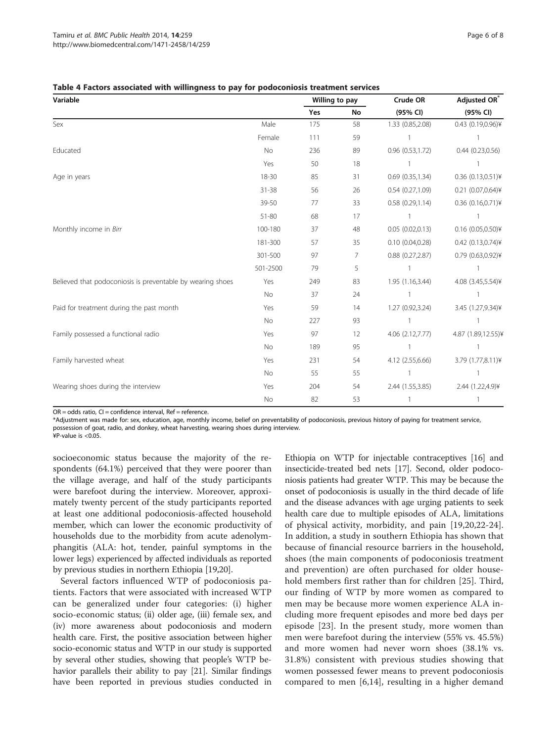**Table 4 Factors associated with willingness to pay for podoconiosis treatment services**

| Variable | | Willing to pay | | Crude OR | Adjusted OR* |
|---|---|---|---|---|---|
| | | Yes | No | (95% CI) | (95% CI) |
| Sex | Male | 175 | 58 | 1.33 (0.85,2.08) | 0.43 (0.19,0.96)¥ |
| | Female | 111 | 59 | 1 | 1 |
| Educated | No | 236 | 89 | 0.96 (0.53,1.72) | 0.44 (0.23,0.56) |
| | Yes | 50 | 18 | 1 | 1 |
| Age in years | 18-30 | 85 | 31 | 0.69 (0.35,1.34) | 0.36 (0.13,0.51)¥ |
| | 31-38 | 56 | 26 | 0.54 (0.27,1.09) | 0.21 (0.07,0.64)¥ |
| | 39-50 | 77 | 33 | 0.58 (0.29,1.14) | 0.36 (0.16,0.71)¥ |
| | 51-80 | 68 | 17 | 1 | 1 |
| Monthly income in *Birr* | 100-180 | 37 | 48 | 0.05 (0.02,0.13) | 0.16 (0.05,0.50)¥ |
| | 181-300 | 57 | 35 | 0.10 (0.04,0.28) | 0.42 (0.13,0.74)¥ |
| | 301-500 | 97 | 7 | 0.88 (0.27,2.87) | 0.79 (0.63,0.92)¥ |
| | 501-2500 | 79 | 5 | 1 | 1 |
| Believed that podoconiosis is preventable by wearing shoes | Yes | 249 | 83 | 1.95 (1.16,3.44) | 4.08 (3.45,5.54)¥ |
| | No | 37 | 24 | 1 | 1 |
| Paid for treatment during the past month | Yes | 59 | 14 | 1.27 (0.92,3.24) | 3.45 (1.27,9.34)¥ |
| | No | 227 | 93 | 1 | 1 |
| Family possessed a functional radio | Yes | 97 | 12 | 4.06 (2.12,7.77) | 4.87 (1.89,12.55)¥ |
| | No | 189 | 95 | 1 | 1 |
| Family harvested wheat | Yes | 231 | 54 | 4.12 (2.55,6.66) | 3.79 (1.77,8.11)¥ |
| | No | 55 | 55 | 1 | 1 |
| Wearing shoes during the interview | Yes | 204 | 54 | 2.44 (1.55,3.85) | 2.44 (1.22,4.9)¥ |
| | No | 82 | 53 | 1 | 1 |

OR = odds ratio, CI = confidence interval, Ref = reference.
*Adjustment was made for: sex, education, age, monthly income, belief on preventability of podoconiosis, previous history of paying for treatment service, possession of goat, radio, and donkey, wheat harvesting, wearing shoes during interview.
¥P-value is <0.05.

socioeconomic status because the majority of the respondents (64.1%) perceived that they were poorer than the village average, and half of the study participants were barefoot during the interview. Moreover, approximately twenty percent of the study participants reported at least one additional podoconiosis-affected household member, which can lower the economic productivity of households due to the morbidity from acute adenolymphangitis (ALA: hot, tender, painful symptoms in the lower legs) experienced by affected individuals as reported by previous studies in northern Ethiopia [19,20].

Several factors influenced WTP of podoconiosis patients. Factors that were associated with increased WTP can be generalized under four categories: (i) higher socio-economic status; (ii) older age, (iii) female sex, and (iv) more awareness about podoconiosis and modern health care. First, the positive association between higher socio-economic status and WTP in our study is supported by several other studies, showing that people's WTP behavior parallels their ability to pay [21]. Similar findings have been reported in previous studies conducted in Ethiopia on WTP for injectable contraceptives [16] and insecticide-treated bed nets [17]. Second, older podoconiosis patients had greater WTP. This may be because the onset of podoconiosis is usually in the third decade of life and the disease advances with age urging patients to seek health care due to multiple episodes of ALA, limitations of physical activity, morbidity, and pain [19,20,22-24]. In addition, a study in southern Ethiopia has shown that because of financial resource barriers in the household, shoes (the main components of podoconiosis treatment and prevention) are often purchased for older household members first rather than for children [25]. Third, our finding of WTP by more women as compared to men may be because more women experience ALA including more frequent episodes and more bed days per episode [23]. In the present study, more women than men were barefoot during the interview (55% vs. 45.5%) and more women had never worn shoes (38.1% vs. 31.8%) consistent with previous studies showing that women possessed fewer means to prevent podoconiosis compared to men [6,14], resulting in a higher demand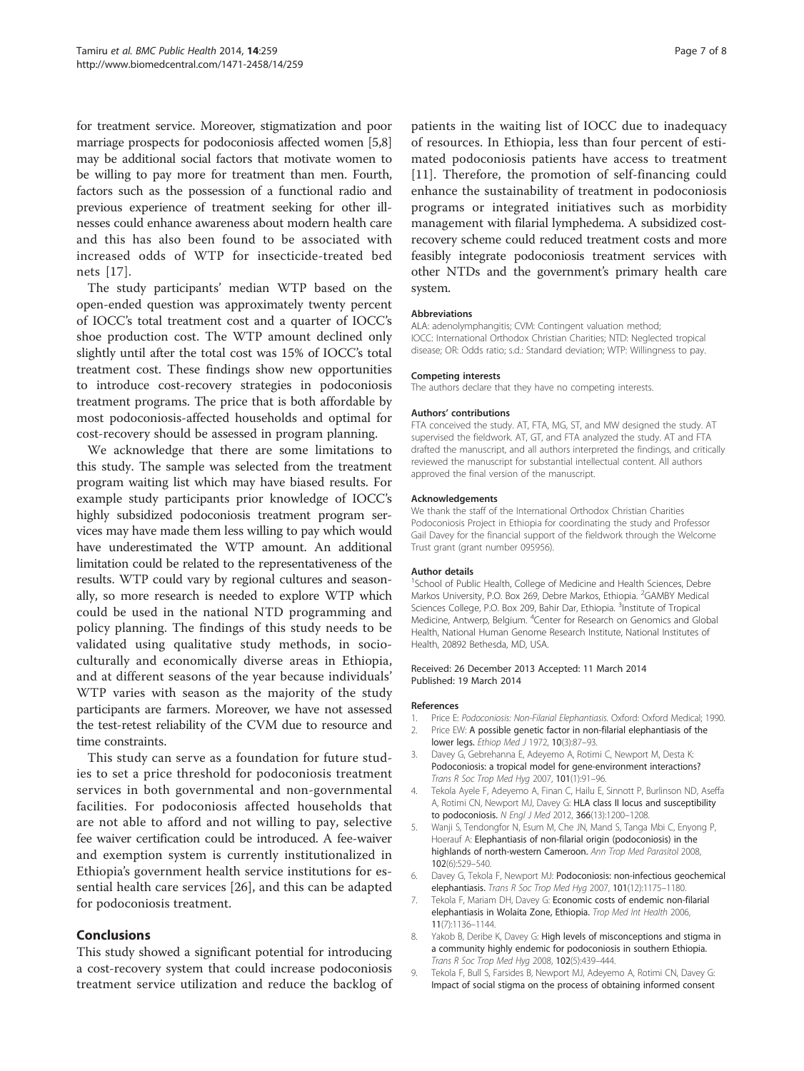for treatment service. Moreover, stigmatization and poor marriage prospects for podoconiosis affected women [5,8] may be additional social factors that motivate women to be willing to pay more for treatment than men. Fourth, factors such as the possession of a functional radio and previous experience of treatment seeking for other illnesses could enhance awareness about modern health care and this has also been found to be associated with increased odds of WTP for insecticide-treated bed nets [17].

The study participants' median WTP based on the open-ended question was approximately twenty percent of IOCC's total treatment cost and a quarter of IOCC's shoe production cost. The WTP amount declined only slightly until after the total cost was 15% of IOCC's total treatment cost. These findings show new opportunities to introduce cost-recovery strategies in podoconiosis treatment programs. The price that is both affordable by most podoconiosis-affected households and optimal for cost-recovery should be assessed in program planning.

We acknowledge that there are some limitations to this study. The sample was selected from the treatment program waiting list which may have biased results. For example study participants prior knowledge of IOCC's highly subsidized podoconiosis treatment program services may have made them less willing to pay which would have underestimated the WTP amount. An additional limitation could be related to the representativeness of the results. WTP could vary by regional cultures and seasonally, so more research is needed to explore WTP which could be used in the national NTD programming and policy planning. The findings of this study needs to be validated using qualitative study methods, in socio-culturally and economically diverse areas in Ethiopia, and at different seasons of the year because individuals' WTP varies with season as the majority of the study participants are farmers. Moreover, we have not assessed the test-retest reliability of the CVM due to resource and time constraints.

This study can serve as a foundation for future studies to set a price threshold for podoconiosis treatment services in both governmental and non-governmental facilities. For podoconiosis affected households that are not able to afford and not willing to pay, selective fee waiver certification could be introduced. A fee-waiver and exemption system is currently institutionalized in Ethiopia's government health service institutions for essential health care services [26], and this can be adapted for podoconiosis treatment.

## Conclusions

This study showed a significant potential for introducing a cost-recovery system that could increase podoconiosis treatment service utilization and reduce the backlog of patients in the waiting list of IOCC due to inadequacy of resources. In Ethiopia, less than four percent of estimated podoconiosis patients have access to treatment [11]. Therefore, the promotion of self-financing could enhance the sustainability of treatment in podoconiosis programs or integrated initiatives such as morbidity management with filarial lymphedema. A subsidized cost-recovery scheme could reduced treatment costs and more feasibly integrate podoconiosis treatment services with other NTDs and the government's primary health care system.

#### Abbreviations

ALA: adenolymphangitis; CVM: Contingent valuation method; IOCC: International Orthodox Christian Charities; NTD: Neglected tropical disease; OR: Odds ratio; s.d.: Standard deviation; WTP: Willingness to pay.

#### Competing interests

The authors declare that they have no competing interests.

#### Authors' contributions

FTA conceived the study. AT, FTA, MG, ST, and MW designed the study. AT supervised the fieldwork. AT, GT, and FTA analyzed the study. AT and FTA drafted the manuscript, and all authors interpreted the findings, and critically reviewed the manuscript for substantial intellectual content. All authors approved the final version of the manuscript.

#### Acknowledgements

We thank the staff of the International Orthodox Christian Charities Podoconiosis Project in Ethiopia for coordinating the study and Professor Gail Davey for the financial support of the fieldwork through the Welcome Trust grant (grant number 095956).

#### Author details

[1]School of Public Health, College of Medicine and Health Sciences, Debre Markos University, P.O. Box 269, Debre Markos, Ethiopia. [2]GAMBY Medical Sciences College, P.O. Box 209, Bahir Dar, Ethiopia. [3]Institute of Tropical Medicine, Antwerp, Belgium. [4]Center for Research on Genomics and Global Health, National Human Genome Research Institute, National Institutes of Health, 20892 Bethesda, MD, USA.

Received: 26 December 2013 Accepted: 11 March 2014
Published: 19 March 2014

#### References

1. Price E: *Podoconiosis: Non-Filarial Elephantiasis.* Oxford: Oxford Medical; 1990.
2. Price EW: **A possible genetic factor in non-filarial elephantiasis of the lower legs.** *Ethiop Med J* 1972, **10**(3):87–93.
3. Davey G, Gebrehanna E, Adeyemo A, Rotimi C, Newport M, Desta K: **Podoconiosis: a tropical model for gene-environment interactions?** *Trans R Soc Trop Med Hyg* 2007, **101**(1):91–96.
4. Tekola Ayele F, Adeyemo A, Finan C, Hailu E, Sinnott P, Burlinson ND, Aseffa A, Rotimi CN, Newport MJ, Davey G: **HLA class II locus and susceptibility to podoconiosis.** *N Engl J Med* 2012, **366**(13):1200–1208.
5. Wanji S, Tendongfor N, Esum M, Che JN, Mand S, Tanga Mbi C, Enyong P, Hoerauf A: **Elephantiasis of non-filarial origin (podoconiosis) in the highlands of north-western Cameroon.** *Ann Trop Med Parasitol* 2008, **102**(6):529–540.
6. Davey G, Tekola F, Newport MJ: **Podoconiosis: non-infectious geochemical elephantiasis.** *Trans R Soc Trop Med Hyg* 2007, **101**(12):1175–1180.
7. Tekola F, Mariam DH, Davey G: **Economic costs of endemic non-filarial elephantiasis in Wolaita Zone, Ethiopia.** *Trop Med Int Health* 2006, **11**(7):1136–1144.
8. Yakob B, Deribe K, Davey G: **High levels of misconceptions and stigma in a community highly endemic for podoconiosis in southern Ethiopia.** *Trans R Soc Trop Med Hyg* 2008, **102**(5):439–444.
9. Tekola F, Bull S, Farsides B, Newport MJ, Adeyemo A, Rotimi CN, Davey G: **Impact of social stigma on the process of obtaining informed consent**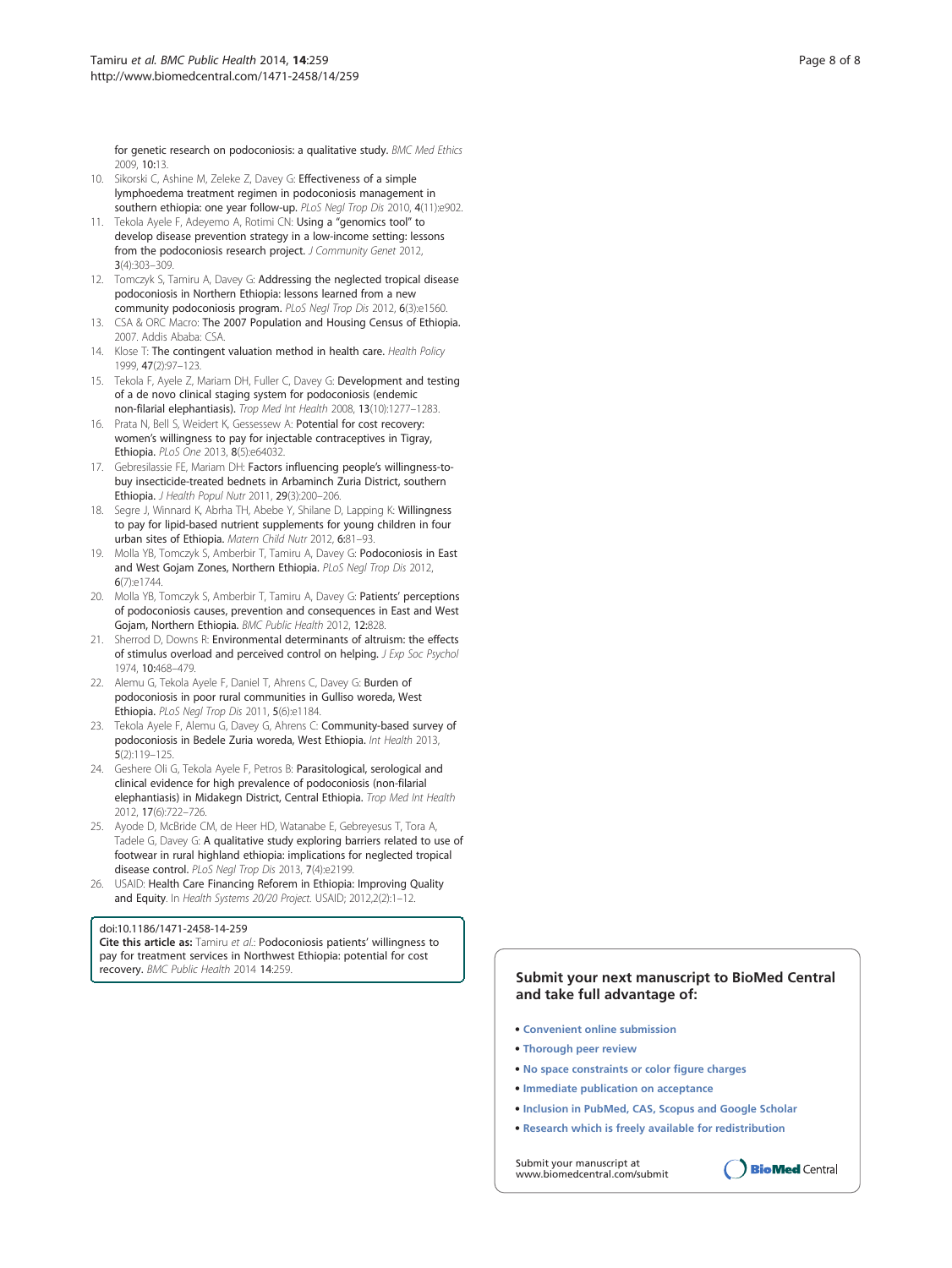for genetic research on podoconiosis: a qualitative study. *BMC Med Ethics* 2009, **10**:13.

10. Sikorski C, Ashine M, Zeleke Z, Davey G: **Effectiveness of a simple lymphoedema treatment regimen in podoconiosis management in southern ethiopia: one year follow-up.** *PLoS Negl Trop Dis* 2010, **4**(11):e902.
11. Tekola Ayele F, Adeyemo A, Rotimi CN: **Using a "genomics tool" to develop disease prevention strategy in a low-income setting: lessons from the podoconiosis research project.** *J Community Genet* 2012, **3**(4):303–309.
12. Tomczyk S, Tamiru A, Davey G: **Addressing the neglected tropical disease podoconiosis in Northern Ethiopia: lessons learned from a new community podoconiosis program.** *PLoS Negl Trop Dis* 2012, **6**(3):e1560.
13. CSA & ORC Macro: **The 2007 Population and Housing Census of Ethiopia.** 2007. Addis Ababa: CSA.
14. Klose T: **The contingent valuation method in health care.** *Health Policy* 1999, **47**(2):97–123.
15. Tekola F, Ayele Z, Mariam DH, Fuller C, Davey G: **Development and testing of a de novo clinical staging system for podoconiosis (endemic non-filarial elephantiasis).** *Trop Med Int Health* 2008, **13**(10):1277–1283.
16. Prata N, Bell S, Weidert K, Gessessew A: **Potential for cost recovery: women's willingness to pay for injectable contraceptives in Tigray, Ethiopia.** *PLoS One* 2013, **8**(5):e64032.
17. Gebresilassie FE, Mariam DH: **Factors influencing people's willingness-to-buy insecticide-treated bednets in Arbaminch Zuria District, southern Ethiopia.** *J Health Popul Nutr* 2011, **29**(3):200–206.
18. Segre J, Winnard K, Abrha TH, Abebe Y, Shilane D, Lapping K: **Willingness to pay for lipid-based nutrient supplements for young children in four urban sites of Ethiopia.** *Matern Child Nutr* 2012, **6**:81–93.
19. Molla YB, Tomczyk S, Amberbir T, Tamiru A, Davey G: **Podoconiosis in East and West Gojam Zones, Northern Ethiopia.** *PLoS Negl Trop Dis* 2012, **6**(7):e1744.
20. Molla YB, Tomczyk S, Amberbir T, Tamiru A, Davey G: **Patients' perceptions of podoconiosis causes, prevention and consequences in East and West Gojam, Northern Ethiopia.** *BMC Public Health* 2012, **12**:828.
21. Sherrod D, Downs R: **Environmental determinants of altruism: the effects of stimulus overload and perceived control on helping.** *J Exp Soc Psychol* 1974, **10**:468–479.
22. Alemu G, Tekola Ayele F, Daniel T, Ahrens C, Davey G: **Burden of podoconiosis in poor rural communities in Gulliso woreda, West Ethiopia.** *PLoS Negl Trop Dis* 2011, **5**(6):e1184.
23. Tekola Ayele F, Alemu G, Davey G, Ahrens C: **Community-based survey of podoconiosis in Bedele Zuria woreda, West Ethiopia.** *Int Health* 2013, **5**(2):119–125.
24. Geshere Oli G, Tekola Ayele F, Petros B: **Parasitological, serological and clinical evidence for high prevalence of podoconiosis (non-filarial elephantiasis) in Midakegn District, Central Ethiopia.** *Trop Med Int Health* 2012, **17**(6):722–726.
25. Ayode D, McBride CM, de Heer HD, Watanabe E, Gebreyesus T, Tora A, Tadele G, Davey G: **A qualitative study exploring barriers related to use of footwear in rural highland ethiopia: implications for neglected tropical disease control.** *PLoS Negl Trop Dis* 2013, **7**(4):e2199.
26. USAID: **Health Care Financing Reforem in Ethiopia: Improving Quality and Equity.** In *Health Systems 20/20 Project.* USAID; 2012,2(2):1–12.

doi:10.1186/1471-2458-14-259
**Cite this article as:** Tamiru *et al.*: Podoconiosis patients' willingness to pay for treatment services in Northwest Ethiopia: potential for cost recovery. *BMC Public Health* 2014 **14**:259.

**Submit your next manuscript to BioMed Central and take full advantage of:**

- **Convenient online submission**
- **Thorough peer review**
- **No space constraints or color figure charges**
- **Immediate publication on acceptance**
- **Inclusion in PubMed, CAS, Scopus and Google Scholar**
- **Research which is freely available for redistribution**

Submit your manuscript at www.biomedcentral.com/submit

BioMed Central